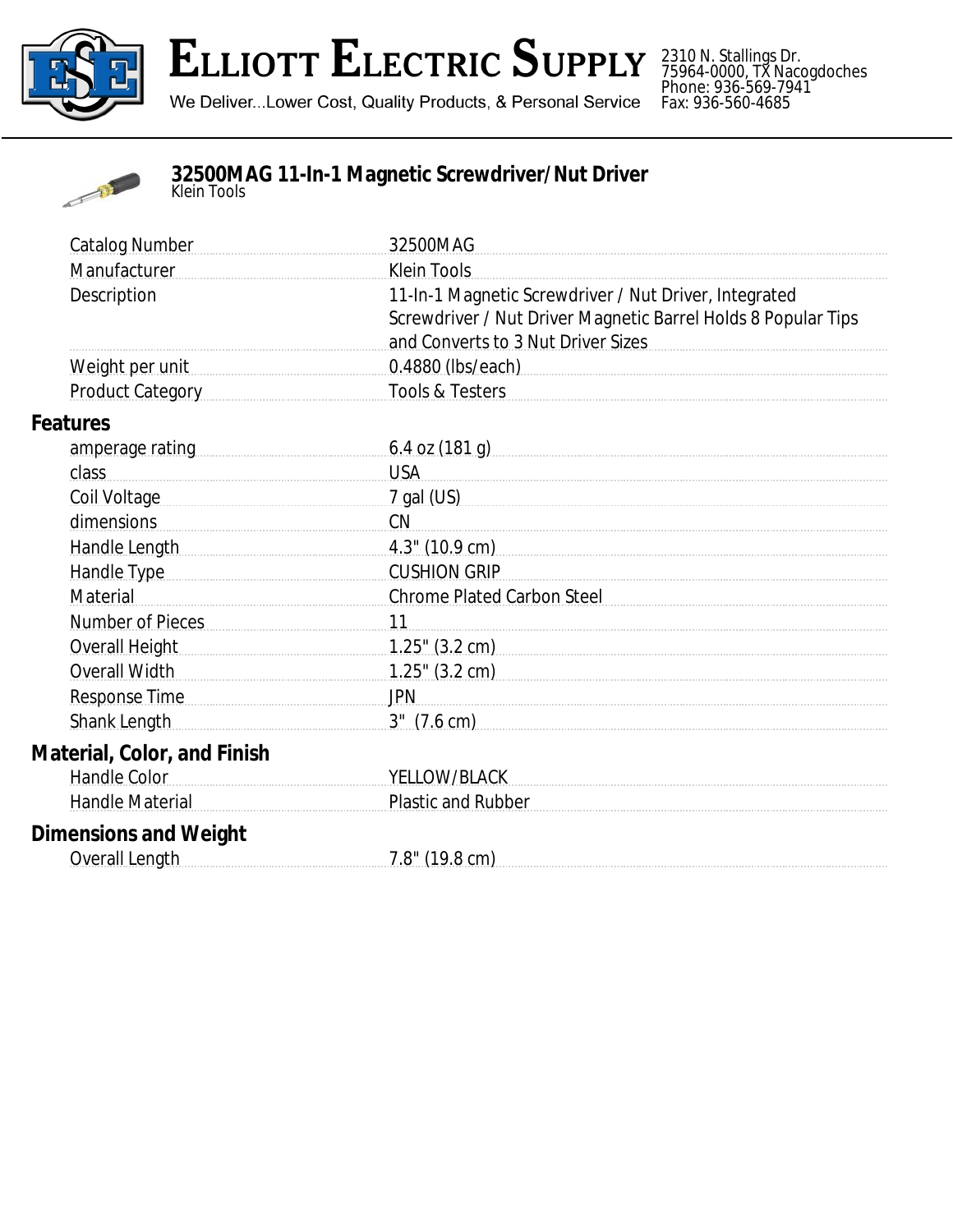# Elliott Electric Supply

We Deliver...Lower Cost, Quality Products, & Personal Service

2310 N. Stallings Dr.
75964-0000, TX Nacogdoches
Phone: 936-569-7941
Fax: 936-560-4685

## 32500MAG 11-In-1 Magnetic Screwdriver/Nut Driver

Klein Tools

| | |
|---|---|
| Catalog Number | 32500MAG |
| Manufacturer | Klein Tools |
| Description | 11-In-1 Magnetic Screwdriver / Nut Driver, Integrated Screwdriver / Nut Driver Magnetic Barrel Holds 8 Popular Tips and Converts to 3 Nut Driver Sizes |
| Weight per unit | 0.4880 (lbs/each) |
| Product Category | Tools & Testers |

### Features

| | |
|---|---|
| amperage rating | 6.4 oz (181 g) |
| class | USA |
| Coil Voltage | 7 gal (US) |
| dimensions | CN |
| Handle Length | 4.3" (10.9 cm) |
| Handle Type | CUSHION GRIP |
| Material | Chrome Plated Carbon Steel |
| Number of Pieces | 11 |
| Overall Height | 1.25" (3.2 cm) |
| Overall Width | 1.25" (3.2 cm) |
| Response Time | JPN |
| Shank Length | 3" (7.6 cm) |

### Material, Color, and Finish

| | |
|---|---|
| Handle Color | YELLOW/BLACK |
| Handle Material | Plastic and Rubber |

### Dimensions and Weight

| | |
|---|---|
| Overall Length | 7.8" (19.8 cm) |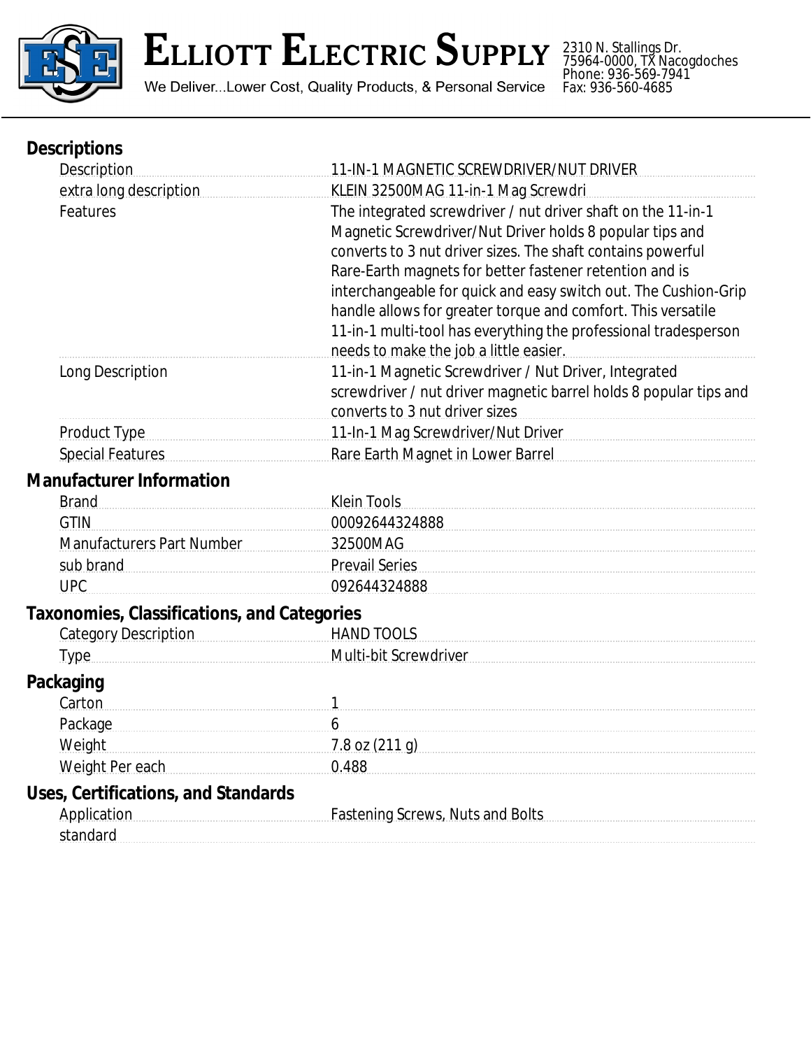# Elliott Electric Supply

We Deliver...Lower Cost, Quality Products, & Personal Service

2310 N. Stallings Dr.
75964-0000, TX Nacogdoches
Phone: 936-569-7941
Fax: 936-560-4685

## Descriptions

| | |
|---|---|
| Description | 11-IN-1 MAGNETIC SCREWDRIVER/NUT DRIVER |
| extra long description | KLEIN 32500MAG 11-in-1 Mag Screwdri |
| Features | The integrated screwdriver / nut driver shaft on the 11-in-1 Magnetic Screwdriver/Nut Driver holds 8 popular tips and converts to 3 nut driver sizes. The shaft contains powerful Rare-Earth magnets for better fastener retention and is interchangeable for quick and easy switch out. The Cushion-Grip handle allows for greater torque and comfort. This versatile 11-in-1 multi-tool has everything the professional tradesperson needs to make the job a little easier. |
| Long Description | 11-in-1 Magnetic Screwdriver / Nut Driver, Integrated screwdriver / nut driver magnetic barrel holds 8 popular tips and converts to 3 nut driver sizes |
| Product Type | 11-In-1 Mag Screwdriver/Nut Driver |
| Special Features | Rare Earth Magnet in Lower Barrel |

## Manufacturer Information

| | |
|---|---|
| Brand | Klein Tools |
| GTIN | 00092644324888 |
| Manufacturers Part Number | 32500MAG |
| sub brand | Prevail Series |
| UPC | 092644324888 |

## Taxonomies, Classifications, and Categories

| | |
|---|---|
| Category Description | HAND TOOLS |
| Type | Multi-bit Screwdriver |

## Packaging

| | |
|---|---|
| Carton | 1 |
| Package | 6 |
| Weight | 7.8 oz (211 g) |
| Weight Per each | 0.488 |

## Uses, Certifications, and Standards

| | |
|---|---|
| Application | Fastening Screws, Nuts and Bolts |
| standard | |